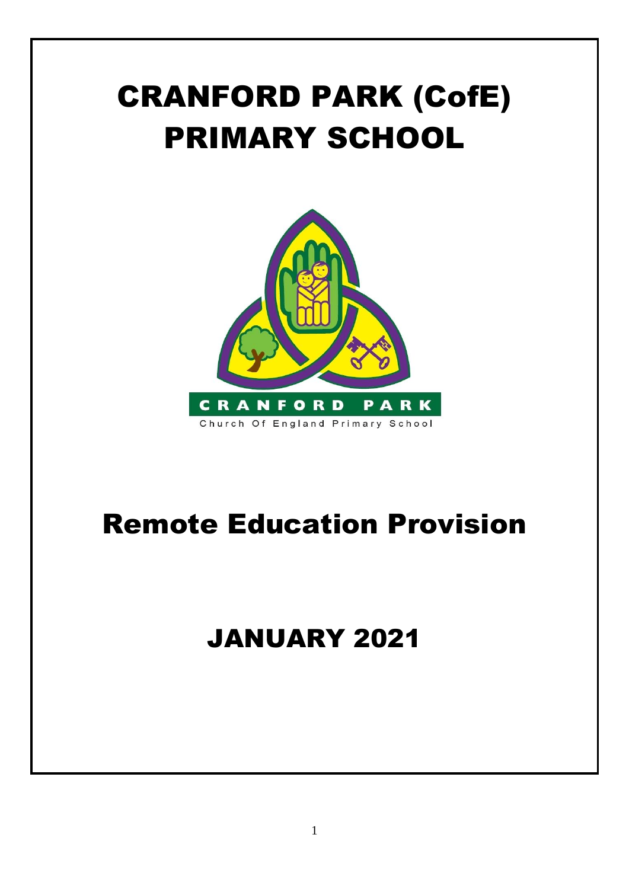# CRANFORD PARK (CofE) PRIMARY SCHOOL

CRANFORD PARK

Church Of England Primary School

# Remote Education Provision

## JANUARY 2021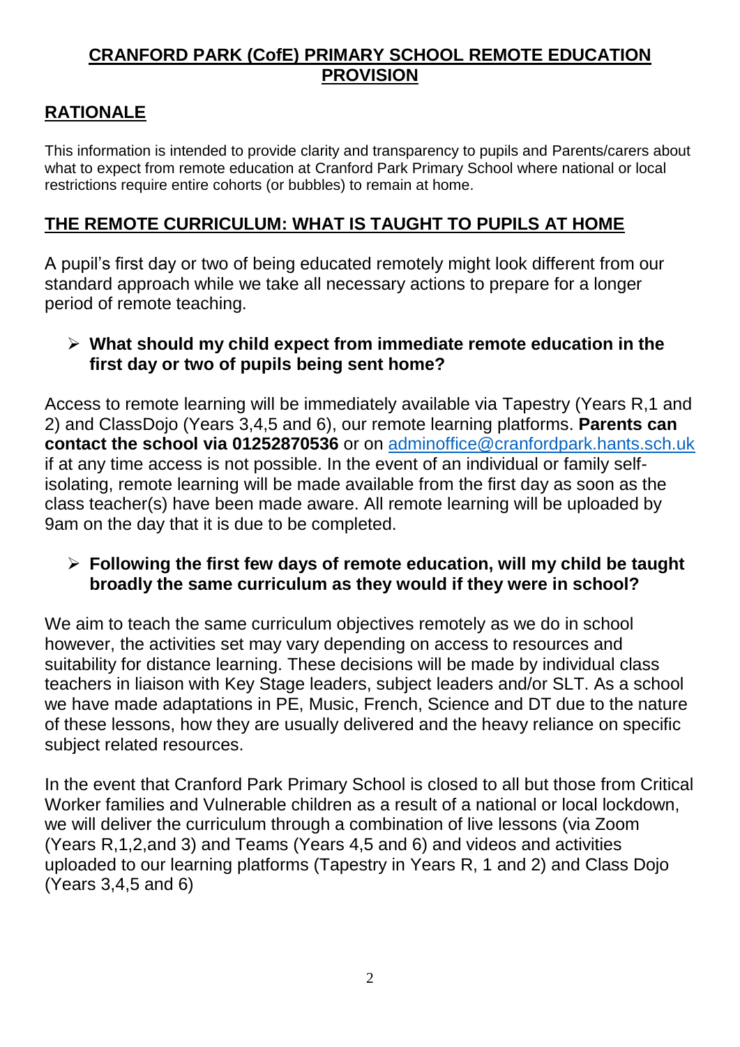# CRANFORD PARK (CofE) PRIMARY SCHOOL REMOTE EDUCATION PROVISION

## RATIONALE

This information is intended to provide clarity and transparency to pupils and Parents/carers about what to expect from remote education at Cranford Park Primary School where national or local restrictions require entire cohorts (or bubbles) to remain at home.

## THE REMOTE CURRICULUM: WHAT IS TAUGHT TO PUPILS AT HOME

A pupil's first day or two of being educated remotely might look different from our standard approach while we take all necessary actions to prepare for a longer period of remote teaching.

- **What should my child expect from immediate remote education in the first day or two of pupils being sent home?**

Access to remote learning will be immediately available via Tapestry (Years R,1 and 2) and ClassDojo (Years 3,4,5 and 6), our remote learning platforms. **Parents can contact the school via 01252870536** or on adminoffice@cranfordpark.hants.sch.uk if at any time access is not possible. In the event of an individual or family self-isolating, remote learning will be made available from the first day as soon as the class teacher(s) have been made aware. All remote learning will be uploaded by 9am on the day that it is due to be completed.

- **Following the first few days of remote education, will my child be taught broadly the same curriculum as they would if they were in school?**

We aim to teach the same curriculum objectives remotely as we do in school however, the activities set may vary depending on access to resources and suitability for distance learning. These decisions will be made by individual class teachers in liaison with Key Stage leaders, subject leaders and/or SLT. As a school we have made adaptations in PE, Music, French, Science and DT due to the nature of these lessons, how they are usually delivered and the heavy reliance on specific subject related resources.

In the event that Cranford Park Primary School is closed to all but those from Critical Worker families and Vulnerable children as a result of a national or local lockdown, we will deliver the curriculum through a combination of live lessons (via Zoom (Years R,1,2,and 3) and Teams (Years 4,5 and 6) and videos and activities uploaded to our learning platforms (Tapestry in Years R, 1 and 2) and Class Dojo (Years 3,4,5 and 6)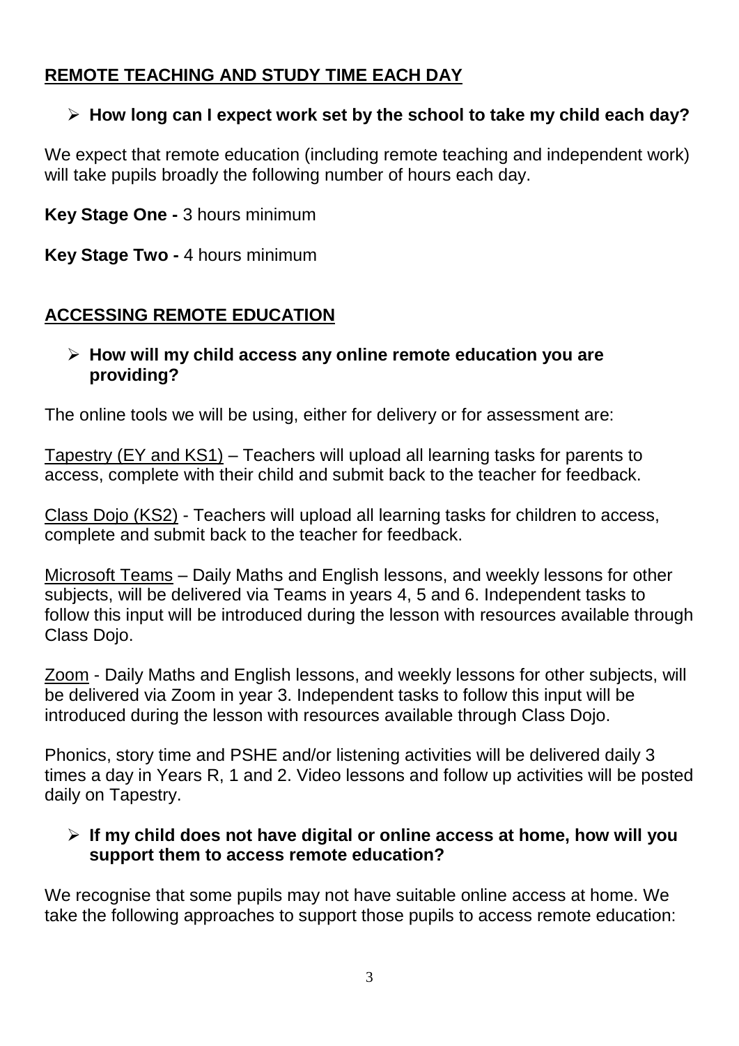## REMOTE TEACHING AND STUDY TIME EACH DAY

- **How long can I expect work set by the school to take my child each day?**

We expect that remote education (including remote teaching and independent work) will take pupils broadly the following number of hours each day.

**Key Stage One -** 3 hours minimum

**Key Stage Two -** 4 hours minimum

## ACCESSING REMOTE EDUCATION

- **How will my child access any online remote education you are providing?**

The online tools we will be using, either for delivery or for assessment are:

Tapestry (EY and KS1) – Teachers will upload all learning tasks for parents to access, complete with their child and submit back to the teacher for feedback.

Class Dojo (KS2) - Teachers will upload all learning tasks for children to access, complete and submit back to the teacher for feedback.

Microsoft Teams – Daily Maths and English lessons, and weekly lessons for other subjects, will be delivered via Teams in years 4, 5 and 6. Independent tasks to follow this input will be introduced during the lesson with resources available through Class Dojo.

Zoom - Daily Maths and English lessons, and weekly lessons for other subjects, will be delivered via Zoom in year 3. Independent tasks to follow this input will be introduced during the lesson with resources available through Class Dojo.

Phonics, story time and PSHE and/or listening activities will be delivered daily 3 times a day in Years R, 1 and 2. Video lessons and follow up activities will be posted daily on Tapestry.

- **If my child does not have digital or online access at home, how will you support them to access remote education?**

We recognise that some pupils may not have suitable online access at home. We take the following approaches to support those pupils to access remote education: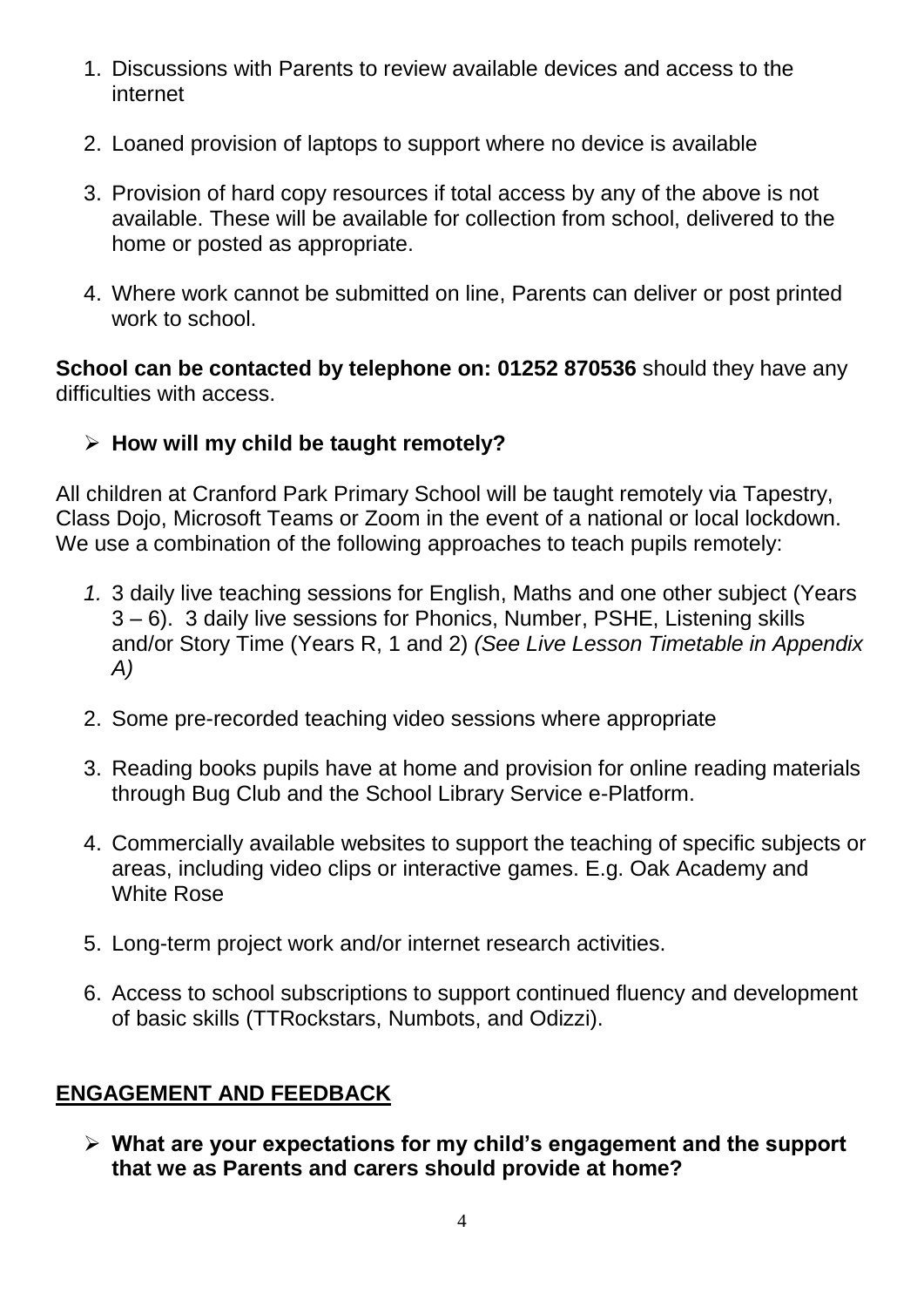1. Discussions with Parents to review available devices and access to the internet

2. Loaned provision of laptops to support where no device is available

3. Provision of hard copy resources if total access by any of the above is not available. These will be available for collection from school, delivered to the home or posted as appropriate.

4. Where work cannot be submitted on line, Parents can deliver or post printed work to school.

**School can be contacted by telephone on: 01252 870536** should they have any difficulties with access.

- **How will my child be taught remotely?**

All children at Cranford Park Primary School will be taught remotely via Tapestry, Class Dojo, Microsoft Teams or Zoom in the event of a national or local lockdown. We use a combination of the following approaches to teach pupils remotely:

1. 3 daily live teaching sessions for English, Maths and one other subject (Years 3 – 6). 3 daily live sessions for Phonics, Number, PSHE, Listening skills and/or Story Time (Years R, 1 and 2) *(See Live Lesson Timetable in Appendix A)*

2. Some pre-recorded teaching video sessions where appropriate

3. Reading books pupils have at home and provision for online reading materials through Bug Club and the School Library Service e-Platform.

4. Commercially available websites to support the teaching of specific subjects or areas, including video clips or interactive games. E.g. Oak Academy and White Rose

5. Long-term project work and/or internet research activities.

6. Access to school subscriptions to support continued fluency and development of basic skills (TTRockstars, Numbots, and Odizzi).

## ENGAGEMENT AND FEEDBACK

- **What are your expectations for my child's engagement and the support that we as Parents and carers should provide at home?**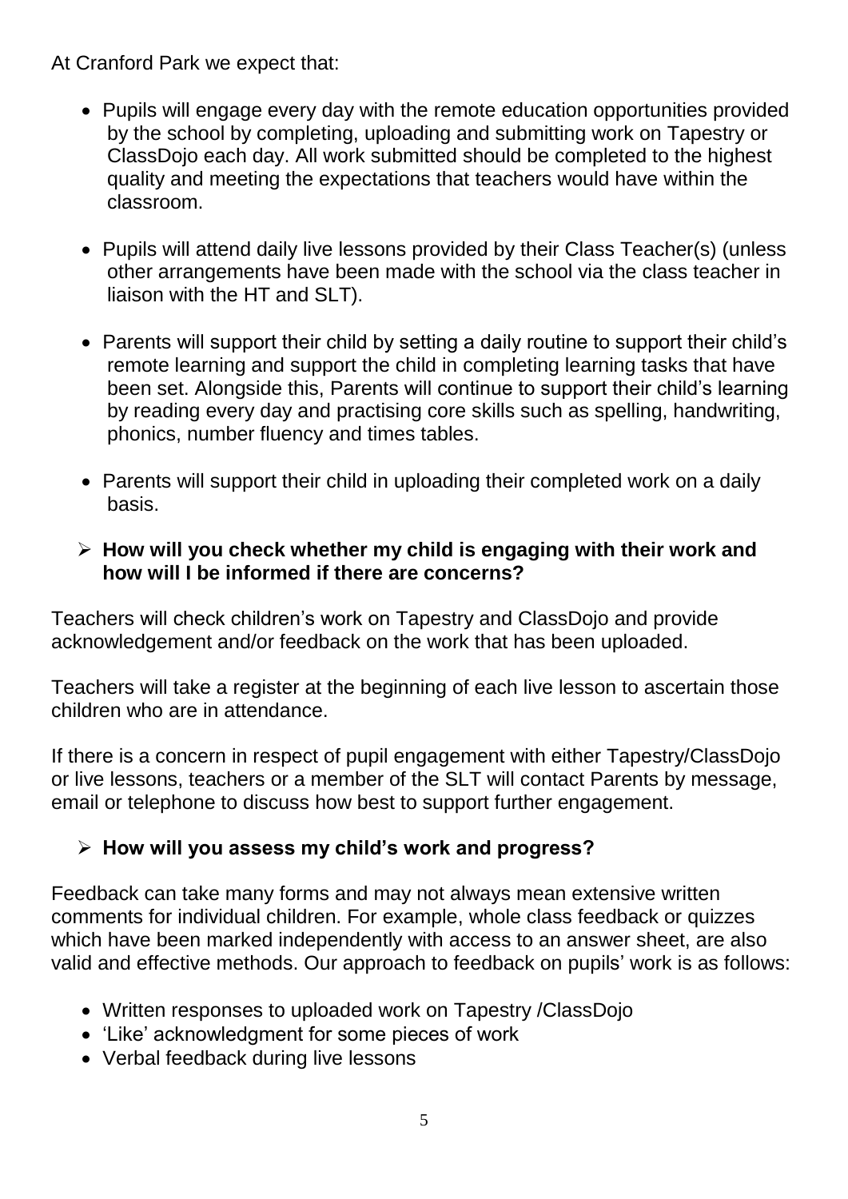At Cranford Park we expect that:

- Pupils will engage every day with the remote education opportunities provided by the school by completing, uploading and submitting work on Tapestry or ClassDojo each day. All work submitted should be completed to the highest quality and meeting the expectations that teachers would have within the classroom.
- Pupils will attend daily live lessons provided by their Class Teacher(s) (unless other arrangements have been made with the school via the class teacher in liaison with the HT and SLT).
- Parents will support their child by setting a daily routine to support their child's remote learning and support the child in completing learning tasks that have been set. Alongside this, Parents will continue to support their child's learning by reading every day and practising core skills such as spelling, handwriting, phonics, number fluency and times tables.
- Parents will support their child in uploading their completed work on a daily basis.

### ➢ How will you check whether my child is engaging with their work and how will I be informed if there are concerns?

Teachers will check children's work on Tapestry and ClassDojo and provide acknowledgement and/or feedback on the work that has been uploaded.

Teachers will take a register at the beginning of each live lesson to ascertain those children who are in attendance.

If there is a concern in respect of pupil engagement with either Tapestry/ClassDojo or live lessons, teachers or a member of the SLT will contact Parents by message, email or telephone to discuss how best to support further engagement.

### ➢ How will you assess my child's work and progress?

Feedback can take many forms and may not always mean extensive written comments for individual children. For example, whole class feedback or quizzes which have been marked independently with access to an answer sheet, are also valid and effective methods. Our approach to feedback on pupils' work is as follows:

- Written responses to uploaded work on Tapestry /ClassDojo
- 'Like' acknowledgment for some pieces of work
- Verbal feedback during live lessons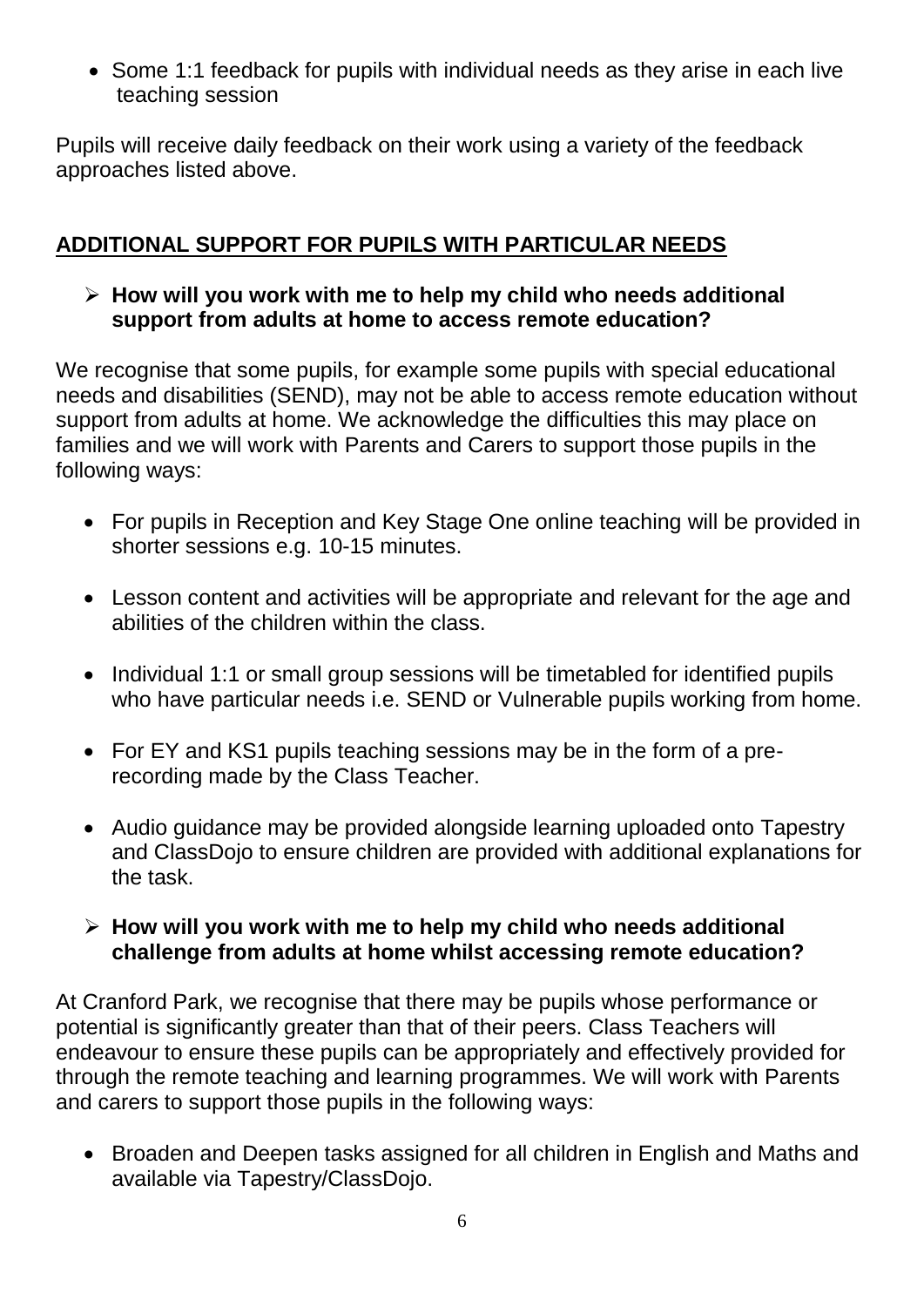- Some 1:1 feedback for pupils with individual needs as they arise in each live teaching session

Pupils will receive daily feedback on their work using a variety of the feedback approaches listed above.

## ADDITIONAL SUPPORT FOR PUPILS WITH PARTICULAR NEEDS

- **How will you work with me to help my child who needs additional support from adults at home to access remote education?**

We recognise that some pupils, for example some pupils with special educational needs and disabilities (SEND), may not be able to access remote education without support from adults at home. We acknowledge the difficulties this may place on families and we will work with Parents and Carers to support those pupils in the following ways:

- For pupils in Reception and Key Stage One online teaching will be provided in shorter sessions e.g. 10-15 minutes.
- Lesson content and activities will be appropriate and relevant for the age and abilities of the children within the class.
- Individual 1:1 or small group sessions will be timetabled for identified pupils who have particular needs i.e. SEND or Vulnerable pupils working from home.
- For EY and KS1 pupils teaching sessions may be in the form of a pre-recording made by the Class Teacher.
- Audio guidance may be provided alongside learning uploaded onto Tapestry and ClassDojo to ensure children are provided with additional explanations for the task.

- **How will you work with me to help my child who needs additional challenge from adults at home whilst accessing remote education?**

At Cranford Park, we recognise that there may be pupils whose performance or potential is significantly greater than that of their peers. Class Teachers will endeavour to ensure these pupils can be appropriately and effectively provided for through the remote teaching and learning programmes. We will work with Parents and carers to support those pupils in the following ways:

- Broaden and Deepen tasks assigned for all children in English and Maths and available via Tapestry/ClassDojo.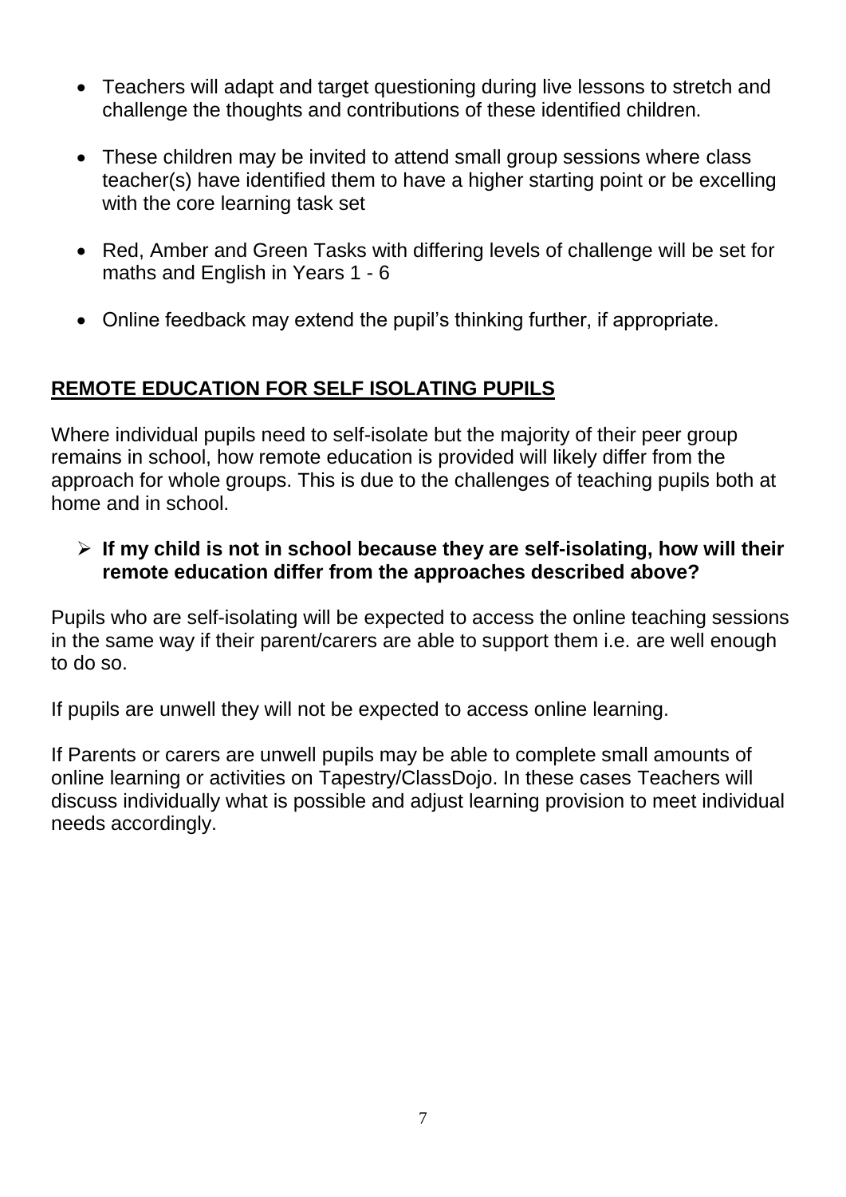- Teachers will adapt and target questioning during live lessons to stretch and challenge the thoughts and contributions of these identified children.
- These children may be invited to attend small group sessions where class teacher(s) have identified them to have a higher starting point or be excelling with the core learning task set
- Red, Amber and Green Tasks with differing levels of challenge will be set for maths and English in Years 1 - 6
- Online feedback may extend the pupil's thinking further, if appropriate.

## REMOTE EDUCATION FOR SELF ISOLATING PUPILS

Where individual pupils need to self-isolate but the majority of their peer group remains in school, how remote education is provided will likely differ from the approach for whole groups. This is due to the challenges of teaching pupils both at home and in school.

- **If my child is not in school because they are self-isolating, how will their remote education differ from the approaches described above?**

Pupils who are self-isolating will be expected to access the online teaching sessions in the same way if their parent/carers are able to support them i.e. are well enough to do so.

If pupils are unwell they will not be expected to access online learning.

If Parents or carers are unwell pupils may be able to complete small amounts of online learning or activities on Tapestry/ClassDojo. In these cases Teachers will discuss individually what is possible and adjust learning provision to meet individual needs accordingly.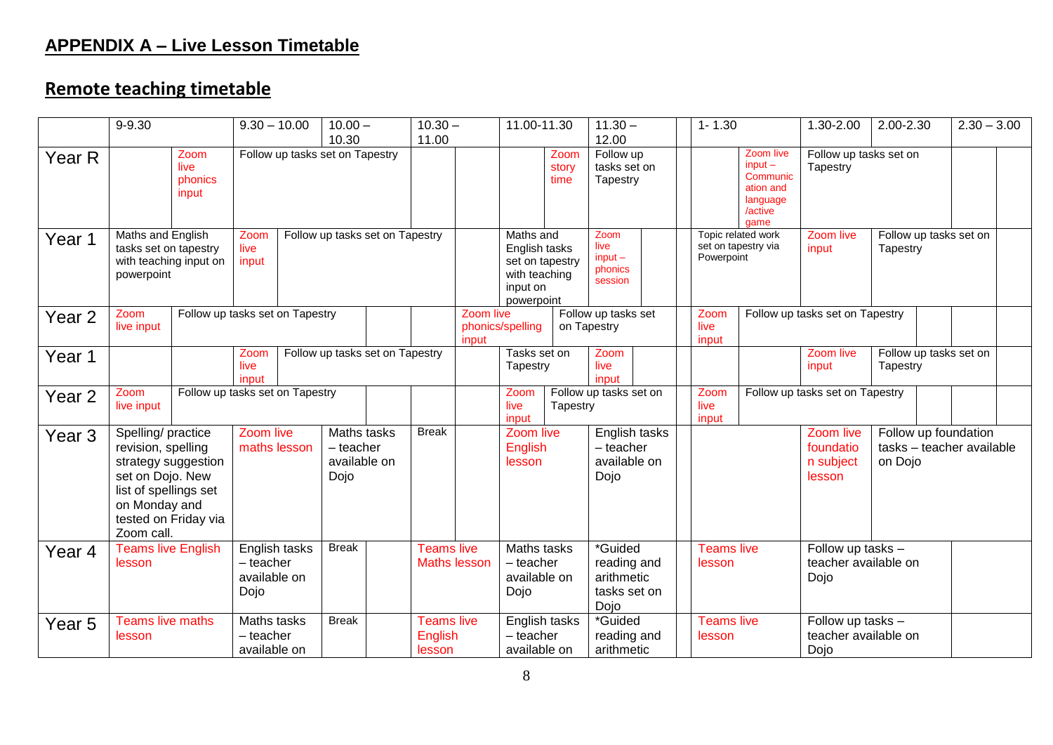## APPENDIX A – Live Lesson Timetable

## Remote teaching timetable

| | 9-9.30 | | 9.30 – 10.00 | 10.00 – 10.30 | | 10.30 – 11.00 | | 11.00-11.30 | | 11.30 – 12.00 | | | 1- 1.30 | | 1.30-2.00 | 2.00-2.30 | 2.30 – 3.00 | |
|---|---|---|---|---|---|---|---|---|---|---|---|---|---|---|---|---|---|---|
| Year R | | Zoom live phonics input | Follow up tasks set on Tapestry | | | | | | Zoom story time | Follow up tasks set on Tapestry | | | | Zoom live input – Communication and language /active game | Follow up tasks set on Tapestry | | | |
| Year 1 | Maths and English tasks set on tapestry with teaching input on powerpoint | | Zoom live input | Follow up tasks set on Tapestry | | | | Maths and English tasks set on tapestry with teaching input on powerpoint | | Zoom live input – phonics session | | | Topic related work set on tapestry via Powerpoint | | Zoom live input | Follow up tasks set on Tapestry | | |
| Year 2 | Zoom live input | Follow up tasks set on Tapestry | | | | | Zoom live phonics/spelling input | | Follow up tasks set on Tapestry | | | | Zoom live input | Follow up tasks set on Tapestry | | | | |
| Year 1 | | | Zoom live input | Follow up tasks set on Tapestry | | | | Tasks set on Tapestry | | Zoom live input | | | | | Zoom live input | Follow up tasks set on Tapestry | | |
| Year 2 | Zoom live input | Follow up tasks set on Tapestry | | | | | | Zoom live input | Follow up tasks set on Tapestry | | | | Zoom live input | Follow up tasks set on Tapestry | | | | |
| Year 3 | Spelling/ practice revision, spelling strategy suggestion set on Dojo. New list of spellings set on Monday and tested on Friday via Zoom call. | | Zoom live maths lesson | Maths tasks – teacher available on Dojo | | Break | | Zoom live English lesson | | English tasks – teacher available on Dojo | | | | | Zoom live foundation subject lesson | Follow up foundation tasks – teacher available on Dojo | | |
| Year 4 | Teams live English lesson | | English tasks – teacher available on Dojo | Break | | Teams live Maths lesson | | Maths tasks – teacher available on Dojo | | *Guided reading and arithmetic tasks set on Dojo | | | Teams live lesson | | Follow up tasks – teacher available on Dojo | | | |
| Year 5 | Teams live maths lesson | | Maths tasks – teacher available on | Break | | Teams live English lesson | | English tasks – teacher available on | | *Guided reading and arithmetic | | | Teams live lesson | | Follow up tasks – teacher available on Dojo | | | |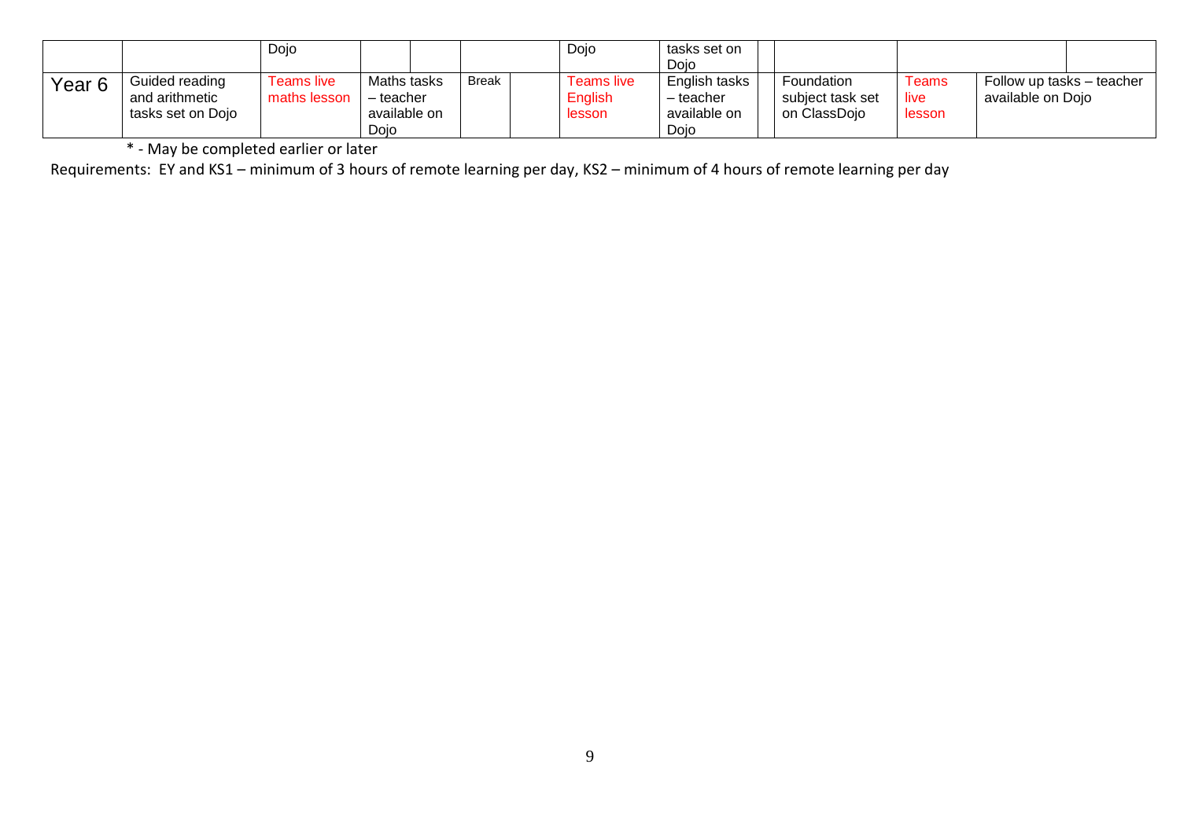| | | | | | | | | | | | | | |
|---|---|---|---|---|---|---|---|---|---|---|---|---|---|
| | | Dojo | | | | | Dojo | tasks set on Dojo | | | | | |
| Year 6 | Guided reading and arithmetic tasks set on Dojo | Teams live maths lesson | Maths tasks – teacher available on Dojo | | Break | | Teams live English lesson | English tasks – teacher available on Dojo | | Foundation subject task set on ClassDojo | Teams live lesson | Follow up tasks – teacher available on Dojo | |

* - May be completed earlier or later

Requirements: EY and KS1 – minimum of 3 hours of remote learning per day, KS2 – minimum of 4 hours of remote learning per day